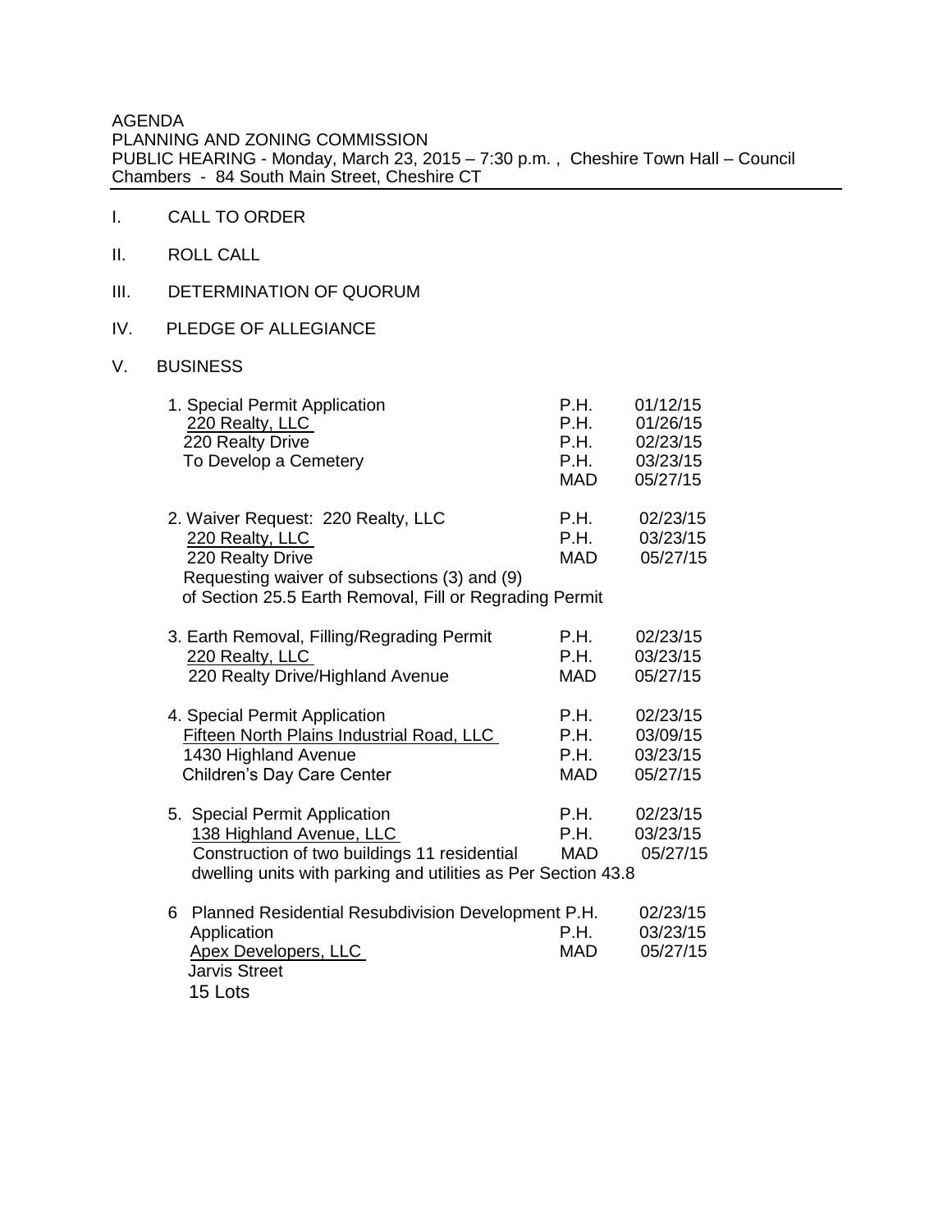AGENDA
PLANNING AND ZONING COMMISSION
PUBLIC HEARING - Monday, March 23, 2015 – 7:30 p.m. , Cheshire Town Hall – Council Chambers - 84 South Main Street, Cheshire CT

I. CALL TO ORDER

II. ROLL CALL

III. DETERMINATION OF QUORUM

IV. PLEDGE OF ALLEGIANCE

V. BUSINESS

| | | |
|---|---|---|
| 1. Special Permit Application | P.H. | 01/12/15 |
| <u>220 Realty, LLC</u> | P.H. | 01/26/15 |
| 220 Realty Drive | P.H. | 02/23/15 |
| To Develop a Cemetery | P.H. | 03/23/15 |
| | MAD | 05/27/15 |
| 2. Waiver Request: 220 Realty, LLC | P.H. | 02/23/15 |
| <u>220 Realty, LLC</u> | P.H. | 03/23/15 |
| 220 Realty Drive | MAD | 05/27/15 |
| Requesting waiver of subsections (3) and (9) of Section 25.5 Earth Removal, Fill or Regrading Permit | | |
| 3. Earth Removal, Filling/Regrading Permit | P.H. | 02/23/15 |
| <u>220 Realty, LLC</u> | P.H. | 03/23/15 |
| 220 Realty Drive/Highland Avenue | MAD | 05/27/15 |
| 4. Special Permit Application | P.H. | 02/23/15 |
| <u>Fifteen North Plains Industrial Road, LLC</u> | P.H. | 03/09/15 |
| 1430 Highland Avenue | P.H. | 03/23/15 |
| Children's Day Care Center | MAD | 05/27/15 |
| 5. Special Permit Application | P.H. | 02/23/15 |
| <u>138 Highland Avenue, LLC</u> | P.H. | 03/23/15 |
| Construction of two buildings 11 residential dwelling units with parking and utilities as Per Section 43.8 | MAD | 05/27/15 |
| 6 Planned Residential Resubdivision Development | P.H. | 02/23/15 |
| Application | P.H. | 03/23/15 |
| <u>Apex Developers, LLC</u> | MAD | 05/27/15 |
| Jarvis Street | | |
| 15 Lots | | |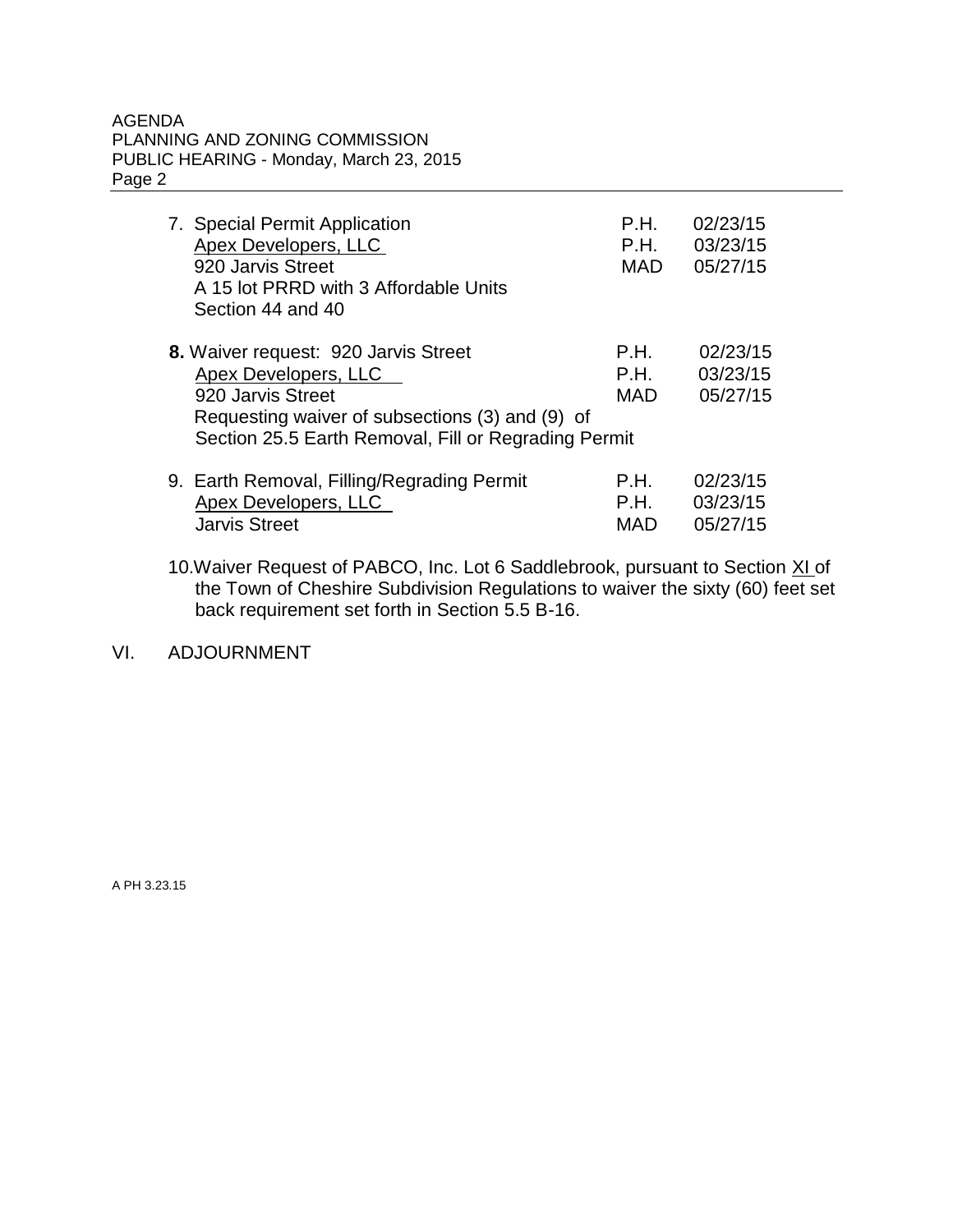7. Special Permit Application — P.H. 02/23/15
   Apex Developers, LLC — P.H. 03/23/15
   920 Jarvis Street — MAD 05/27/15
   A 15 lot PRRD with 3 Affordable Units
   Section 44 and 40

8. **8.** Waiver request: 920 Jarvis Street — P.H. 02/23/15
   Apex Developers, LLC — P.H. 03/23/15
   920 Jarvis Street — MAD 05/27/15
   Requesting waiver of subsections (3) and (9) of
   Section 25.5 Earth Removal, Fill or Regrading Permit

9. Earth Removal, Filling/Regrading Permit — P.H. 02/23/15
   Apex Developers, LLC — P.H. 03/23/15
   Jarvis Street — MAD 05/27/15

10. Waiver Request of PABCO, Inc. Lot 6 Saddlebrook, pursuant to Section XI of the Town of Cheshire Subdivision Regulations to waiver the sixty (60) feet set back requirement set forth in Section 5.5 B-16.

VI. ADJOURNMENT

A PH 3.23.15